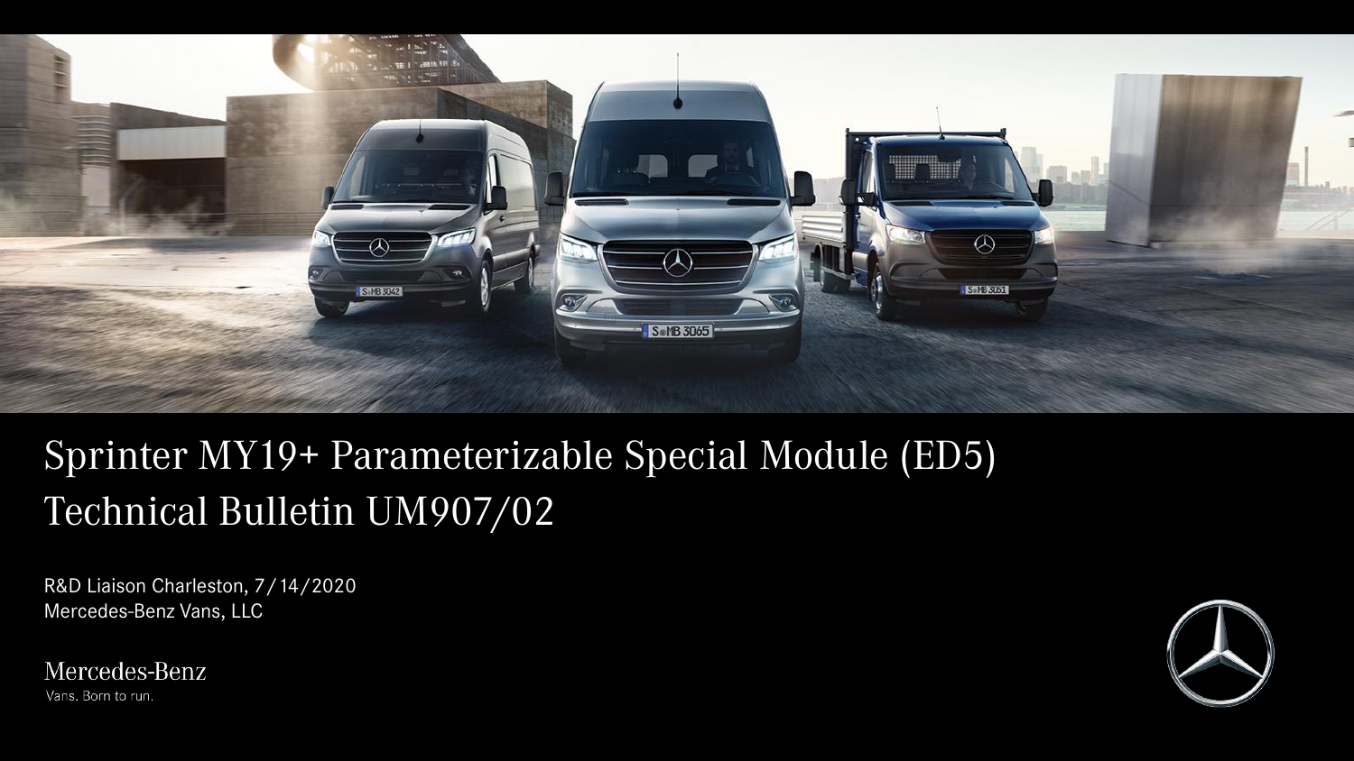# Sprinter MY19+ Parameterizable Special Module (ED5)
# Technical Bulletin UM907/02

R&D Liaison Charleston, 7/14/2020
Mercedes-Benz Vans, LLC

Mercedes-Benz
Vans. Born to run.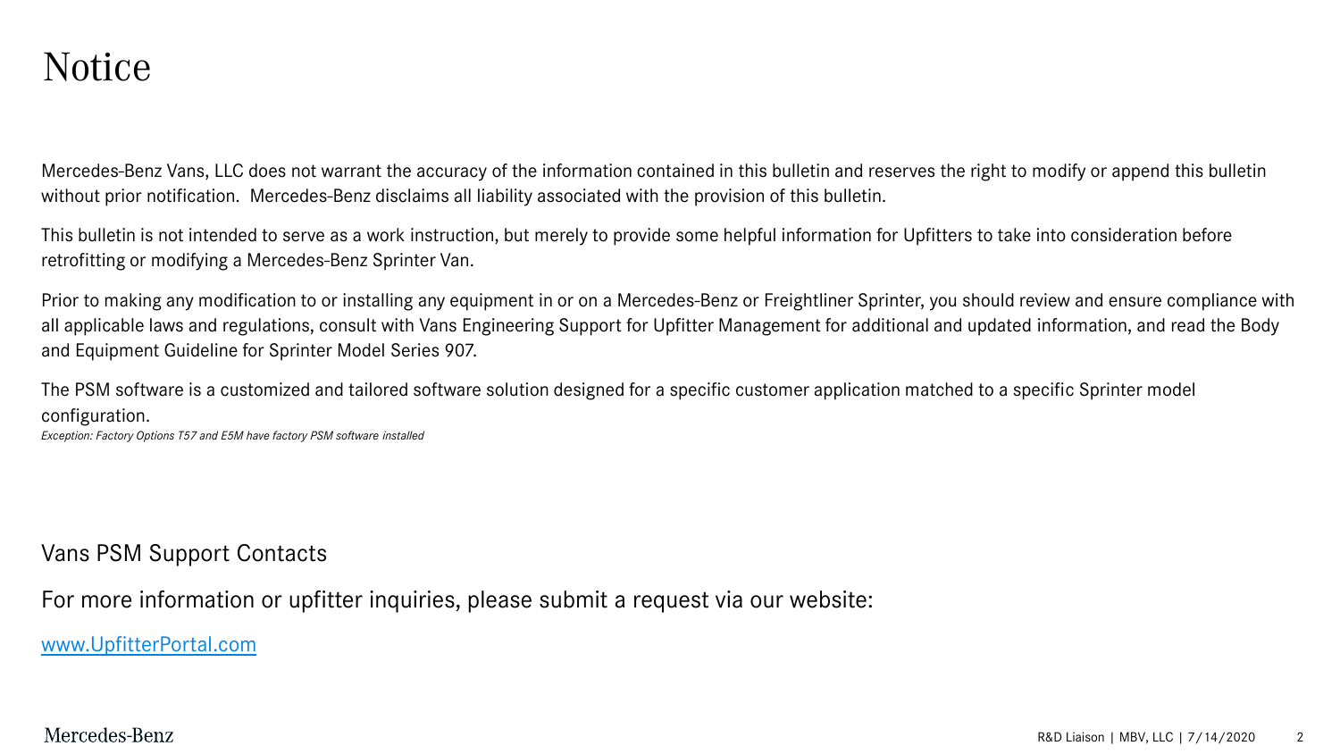# Notice

Mercedes-Benz Vans, LLC does not warrant the accuracy of the information contained in this bulletin and reserves the right to modify or append this bulletin without prior notification. Mercedes-Benz disclaims all liability associated with the provision of this bulletin.

This bulletin is not intended to serve as a work instruction, but merely to provide some helpful information for Upfitters to take into consideration before retrofitting or modifying a Mercedes-Benz Sprinter Van.

Prior to making any modification to or installing any equipment in or on a Mercedes-Benz or Freightliner Sprinter, you should review and ensure compliance with all applicable laws and regulations, consult with Vans Engineering Support for Upfitter Management for additional and updated information, and read the Body and Equipment Guideline for Sprinter Model Series 907.

The PSM software is a customized and tailored software solution designed for a specific customer application matched to a specific Sprinter model configuration.

*Exception: Factory Options T57 and E5M have factory PSM software installed*

## Vans PSM Support Contacts

For more information or upfitter inquiries, please submit a request via our website:

www.UpfitterPortal.com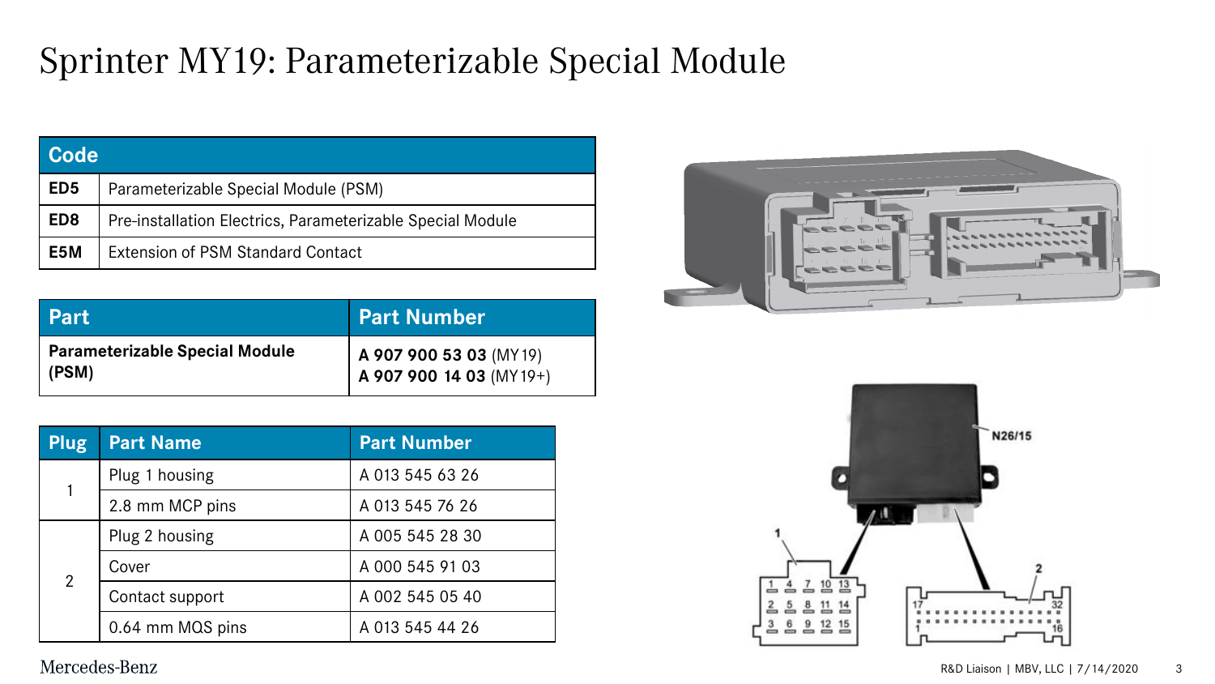# Sprinter MY19: Parameterizable Special Module

| Code | |
|---|---|
| **ED5** | Parameterizable Special Module (PSM) |
| **ED8** | Pre-installation Electrics, Parameterizable Special Module |
| **E5M** | Extension of PSM Standard Contact |

| Part | Part Number |
|---|---|
| **Parameterizable Special Module (PSM)** | **A 907 900 53 03** (MY19)<br>**A 907 900 14 03** (MY19+) |

| Plug | Part Name | Part Number |
|---|---|---|
| 1 | Plug 1 housing | A 013 545 63 26 |
| | 2.8 mm MCP pins | A 013 545 76 26 |
| 2 | Plug 2 housing | A 005 545 28 30 |
| | Cover | A 000 545 91 03 |
| | Contact support | A 002 545 05 40 |
| | 0.64 mm MQS pins | A 013 545 44 26 |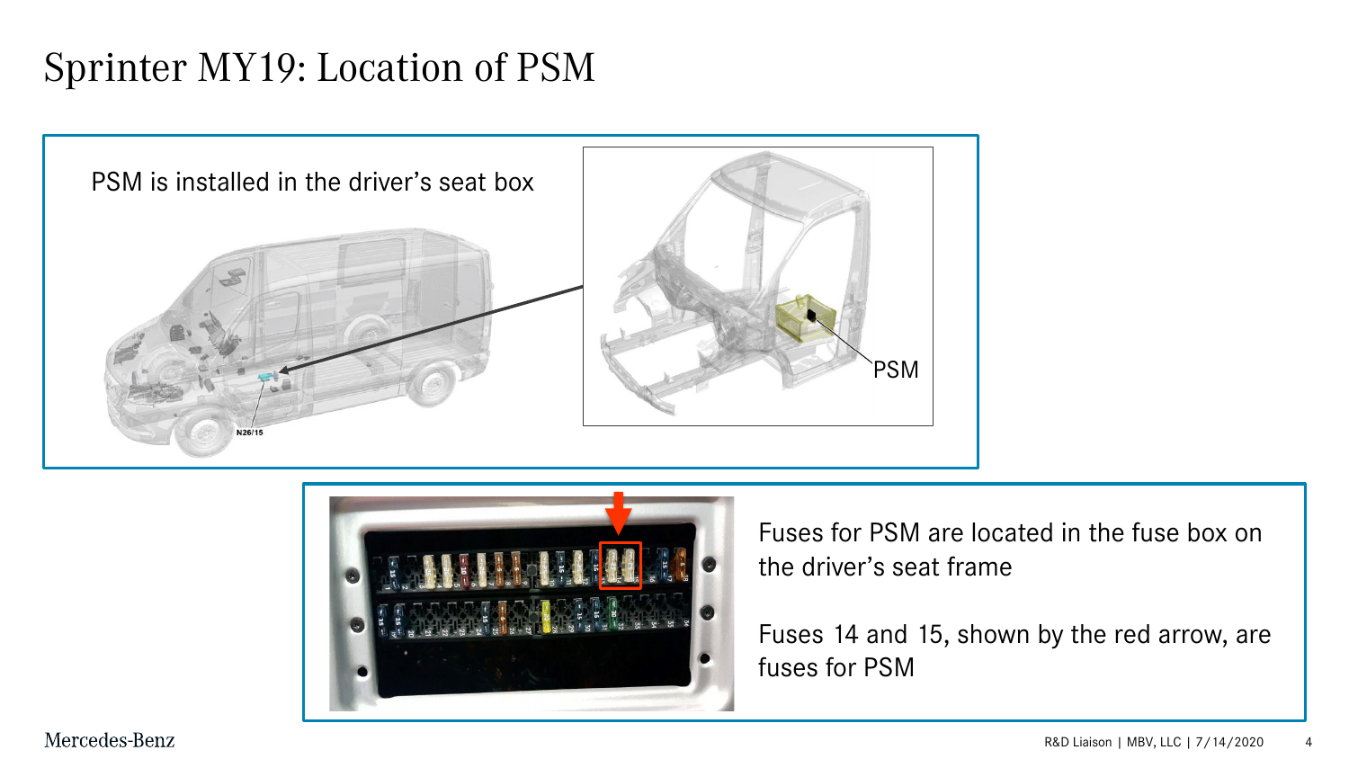# Sprinter MY19: Location of PSM

PSM is installed in the driver's seat box

N26/15

PSM

Fuses for PSM are located in the fuse box on the driver's seat frame

Fuses 14 and 15, shown by the red arrow, are fuses for PSM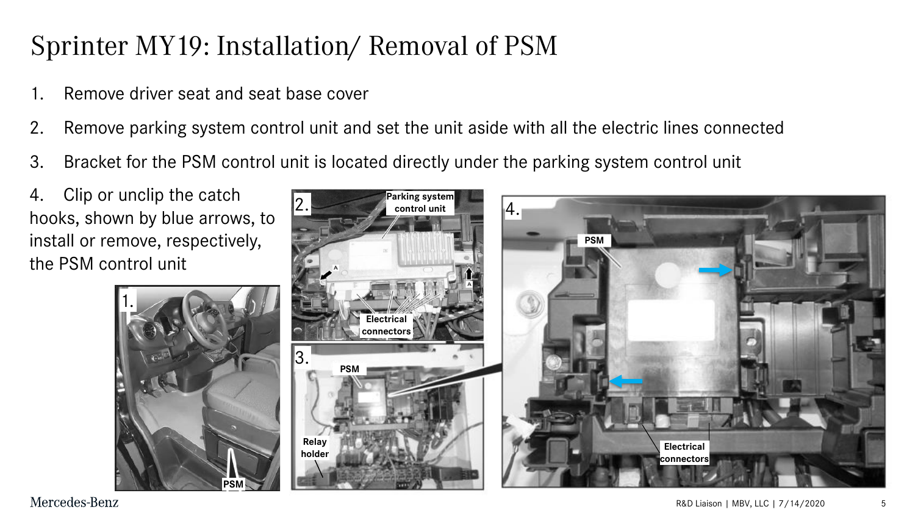# Sprinter MY19: Installation/ Removal of PSM

1. Remove driver seat and seat base cover
2. Remove parking system control unit and set the unit aside with all the electric lines connected
3. Bracket for the PSM control unit is located directly under the parking system control unit
4. Clip or unclip the catch hooks, shown by blue arrows, to install or remove, respectively, the PSM control unit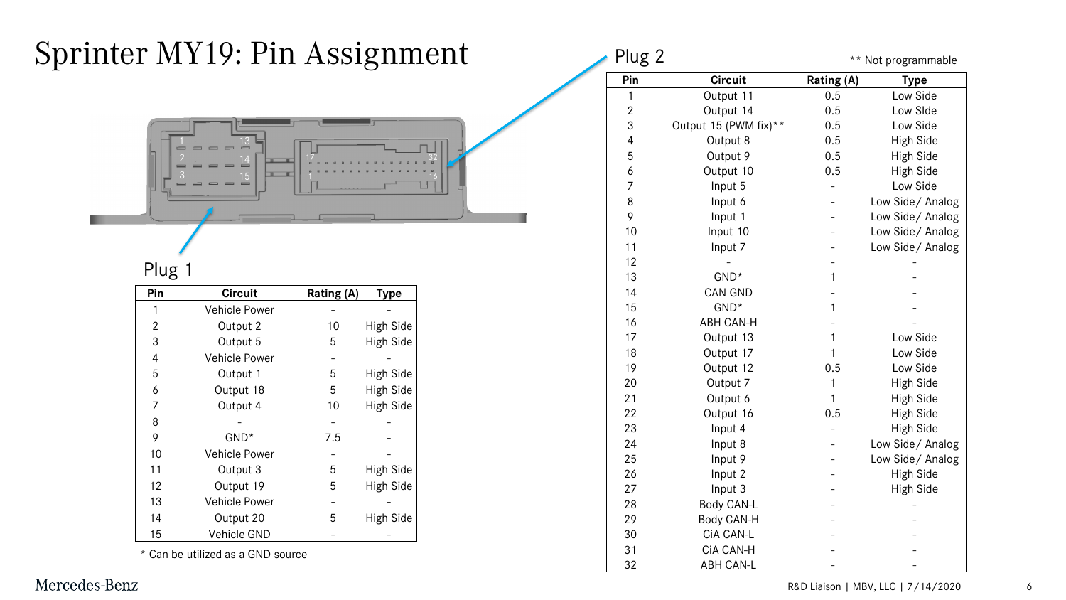# Sprinter MY19: Pin Assignment

## Plug 1

| Pin | Circuit | Rating (A) | Type |
|---|---|---|---|
| 1 | Vehicle Power | - | - |
| 2 | Output 2 | 10 | High Side |
| 3 | Output 5 | 5 | High Side |
| 4 | Vehicle Power | - | - |
| 5 | Output 1 | 5 | High Side |
| 6 | Output 18 | 5 | High Side |
| 7 | Output 4 | 10 | High Side |
| 8 | - | - | - |
| 9 | GND* | 7.5 | - |
| 10 | Vehicle Power | - | - |
| 11 | Output 3 | 5 | High Side |
| 12 | Output 19 | 5 | High Side |
| 13 | Vehicle Power | - | - |
| 14 | Output 20 | 5 | High Side |
| 15 | Vehicle GND | - | - |

* Can be utilized as a GND source

## Plug 2

** Not programmable

| Pin | Circuit | Rating (A) | Type |
|---|---|---|---|
| 1 | Output 11 | 0.5 | Low Side |
| 2 | Output 14 | 0.5 | Low SIde |
| 3 | Output 15 (PWM fix)** | 0.5 | Low Side |
| 4 | Output 8 | 0.5 | High Side |
| 5 | Output 9 | 0.5 | High Side |
| 6 | Output 10 | 0.5 | High Side |
| 7 | Input 5 | - | Low Side |
| 8 | Input 6 | - | Low Side/ Analog |
| 9 | Input 1 | - | Low Side/ Analog |
| 10 | Input 10 | - | Low Side/ Analog |
| 11 | Input 7 | - | Low Side/ Analog |
| 12 | - | - | - |
| 13 | GND* | 1 | - |
| 14 | CAN GND | - | - |
| 15 | GND* | 1 | - |
| 16 | ABH CAN-H | - | - |
| 17 | Output 13 | 1 | Low Side |
| 18 | Output 17 | 1 | Low Side |
| 19 | Output 12 | 0.5 | Low Side |
| 20 | Output 7 | 1 | High Side |
| 21 | Output 6 | 1 | High Side |
| 22 | Output 16 | 0.5 | High Side |
| 23 | Input 4 | - | High Side |
| 24 | Input 8 | - | Low Side/ Analog |
| 25 | Input 9 | - | Low Side/ Analog |
| 26 | Input 2 | - | High Side |
| 27 | Input 3 | - | High Side |
| 28 | Body CAN-L | - | - |
| 29 | Body CAN-H | - | - |
| 30 | CiA CAN-L | - | - |
| 31 | CiA CAN-H | - | - |
| 32 | ABH CAN-L | - | - |

Mercedes-Benz

R&D Liaison | MBV, LLC | 7/14/2020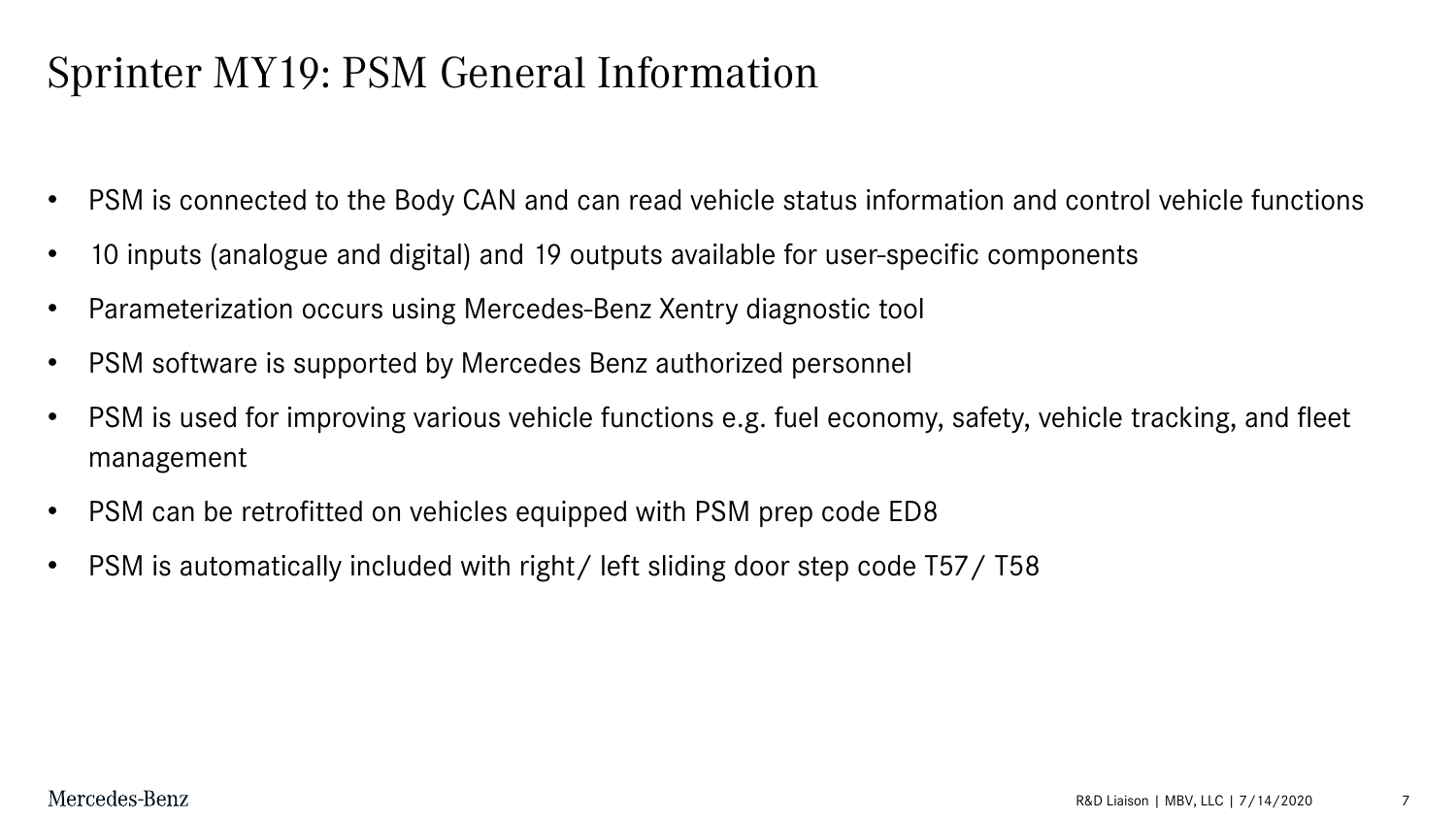# Sprinter MY19: PSM General Information

- PSM is connected to the Body CAN and can read vehicle status information and control vehicle functions
- 10 inputs (analogue and digital) and 19 outputs available for user-specific components
- Parameterization occurs using Mercedes-Benz Xentry diagnostic tool
- PSM software is supported by Mercedes Benz authorized personnel
- PSM is used for improving various vehicle functions e.g. fuel economy, safety, vehicle tracking, and fleet management
- PSM can be retrofitted on vehicles equipped with PSM prep code ED8
- PSM is automatically included with right/ left sliding door step code T57/ T58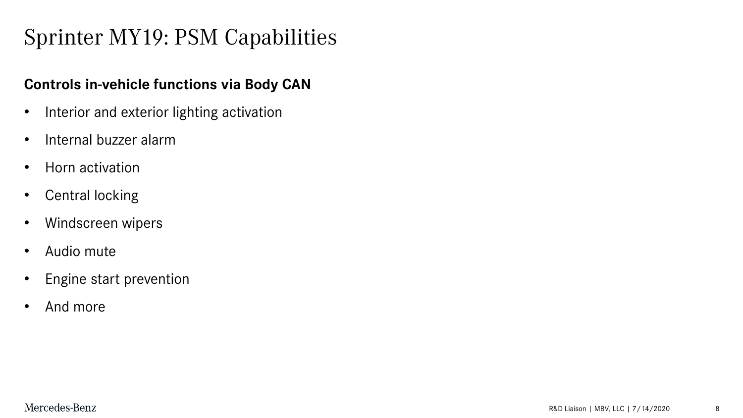# Sprinter MY19: PSM Capabilities

**Controls in-vehicle functions via Body CAN**

- Interior and exterior lighting activation
- Internal buzzer alarm
- Horn activation
- Central locking
- Windscreen wipers
- Audio mute
- Engine start prevention
- And more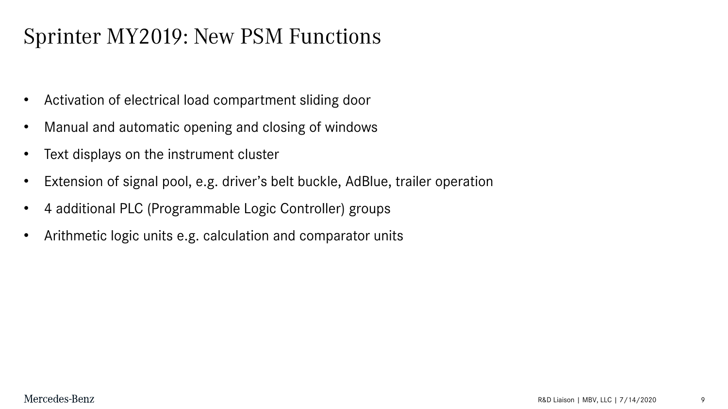# Sprinter MY2019: New PSM Functions

- Activation of electrical load compartment sliding door
- Manual and automatic opening and closing of windows
- Text displays on the instrument cluster
- Extension of signal pool, e.g. driver’s belt buckle, AdBlue, trailer operation
- 4 additional PLC (Programmable Logic Controller) groups
- Arithmetic logic units e.g. calculation and comparator units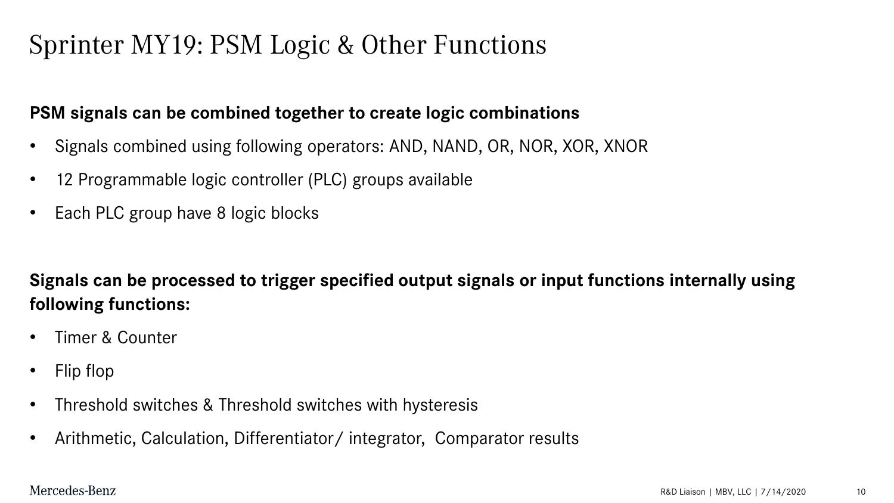# Sprinter MY19: PSM Logic & Other Functions

**PSM signals can be combined together to create logic combinations**

- Signals combined using following operators: AND, NAND, OR, NOR, XOR, XNOR
- 12 Programmable logic controller (PLC) groups available
- Each PLC group have 8 logic blocks

**Signals can be processed to trigger specified output signals or input functions internally using following functions:**

- Timer & Counter
- Flip flop
- Threshold switches & Threshold switches with hysteresis
- Arithmetic, Calculation, Differentiator/ integrator, Comparator results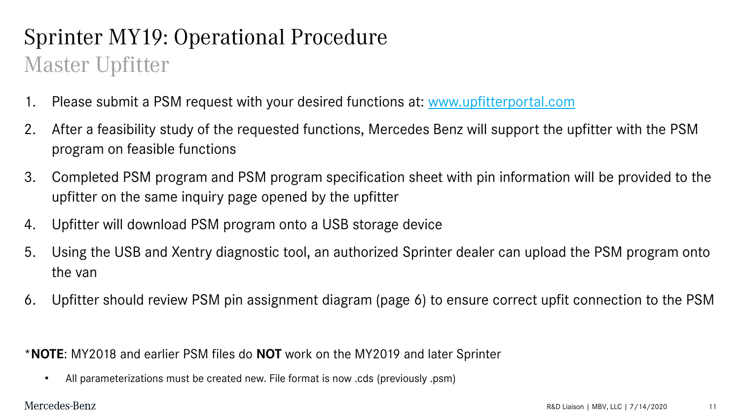# Sprinter MY19: Operational Procedure

## Master Upfitter

1. Please submit a PSM request with your desired functions at: [www.upfitterportal.com](http://www.upfitterportal.com)
2. After a feasibility study of the requested functions, Mercedes Benz will support the upfitter with the PSM program on feasible functions
3. Completed PSM program and PSM program specification sheet with pin information will be provided to the upfitter on the same inquiry page opened by the upfitter
4. Upfitter will download PSM program onto a USB storage device
5. Using the USB and Xentry diagnostic tool, an authorized Sprinter dealer can upload the PSM program onto the van
6. Upfitter should review PSM pin assignment diagram (page 6) to ensure correct upfit connection to the PSM

\***NOTE**: MY2018 and earlier PSM files do **NOT** work on the MY2019 and later Sprinter

- All parameterizations must be created new. File format is now .cds (previously .psm)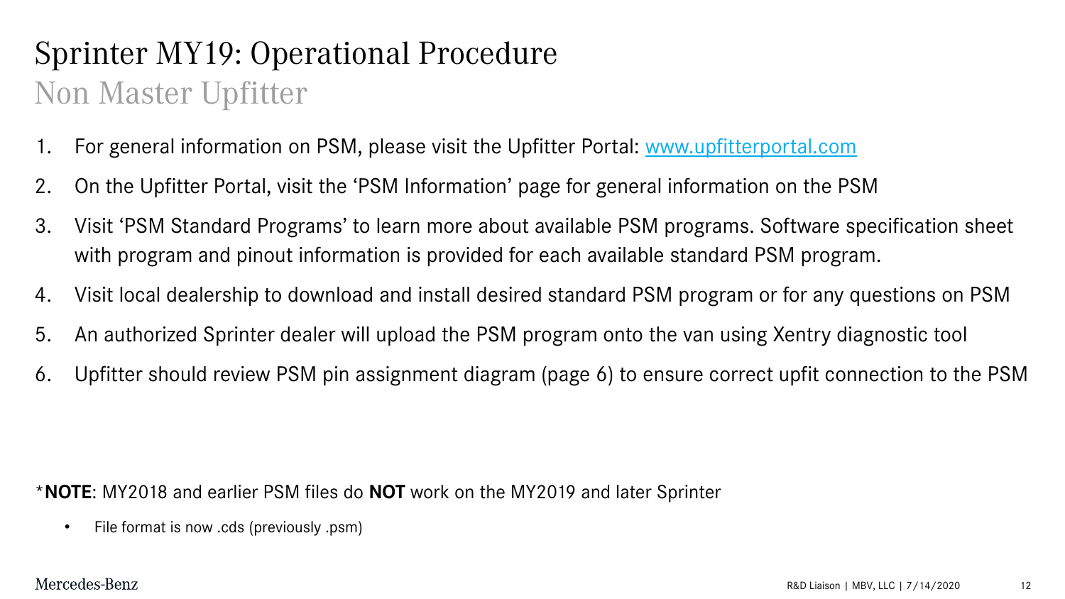# Sprinter MY19: Operational Procedure

## Non Master Upfitter

1. For general information on PSM, please visit the Upfitter Portal: [www.upfitterportal.com](http://www.upfitterportal.com)
2. On the Upfitter Portal, visit the 'PSM Information' page for general information on the PSM
3. Visit 'PSM Standard Programs' to learn more about available PSM programs. Software specification sheet with program and pinout information is provided for each available standard PSM program.
4. Visit local dealership to download and install desired standard PSM program or for any questions on PSM
5. An authorized Sprinter dealer will upload the PSM program onto the van using Xentry diagnostic tool
6. Upfitter should review PSM pin assignment diagram (page 6) to ensure correct upfit connection to the PSM

*__NOTE__: MY2018 and earlier PSM files do **NOT** work on the MY2019 and later Sprinter

- File format is now .cds (previously .psm)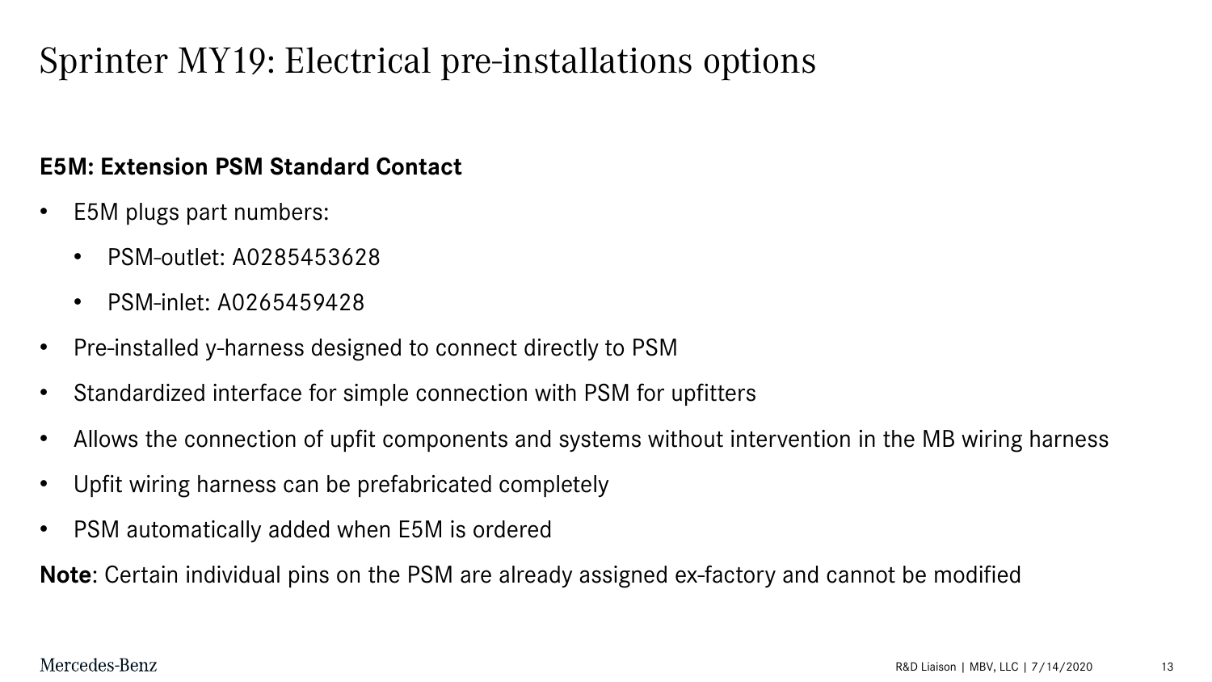# Sprinter MY19: Electrical pre-installations options

**E5M: Extension PSM Standard Contact**

- E5M plugs part numbers:
  - PSM-outlet: A0285453628
  - PSM-inlet: A0265459428
- Pre-installed y-harness designed to connect directly to PSM
- Standardized interface for simple connection with PSM for upfitters
- Allows the connection of upfit components and systems without intervention in the MB wiring harness
- Upfit wiring harness can be prefabricated completely
- PSM automatically added when E5M is ordered

**Note**: Certain individual pins on the PSM are already assigned ex-factory and cannot be modified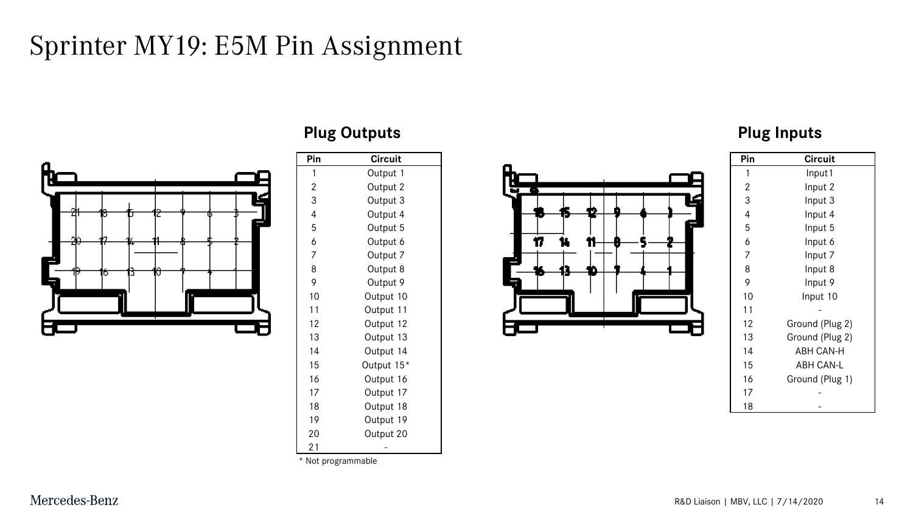# Sprinter MY19: E5M Pin Assignment

## Plug Outputs

| Pin | Circuit |
|---|---|
| 1 | Output 1 |
| 2 | Output 2 |
| 3 | Output 3 |
| 4 | Output 4 |
| 5 | Output 5 |
| 6 | Output 6 |
| 7 | Output 7 |
| 8 | Output 8 |
| 9 | Output 9 |
| 10 | Output 10 |
| 11 | Output 11 |
| 12 | Output 12 |
| 13 | Output 13 |
| 14 | Output 14 |
| 15 | Output 15* |
| 16 | Output 16 |
| 17 | Output 17 |
| 18 | Output 18 |
| 19 | Output 19 |
| 20 | Output 20 |
| 21 | - |

* Not programmable

## Plug Inputs

| Pin | Circuit |
|---|---|
| 1 | Input1 |
| 2 | Input 2 |
| 3 | Input 3 |
| 4 | Input 4 |
| 5 | Input 5 |
| 6 | Input 6 |
| 7 | Input 7 |
| 8 | Input 8 |
| 9 | Input 9 |
| 10 | Input 10 |
| 11 | - |
| 12 | Ground (Plug 2) |
| 13 | Ground (Plug 2) |
| 14 | ABH CAN-H |
| 15 | ABH CAN-L |
| 16 | Ground (Plug 1) |
| 17 | - |
| 18 | - |